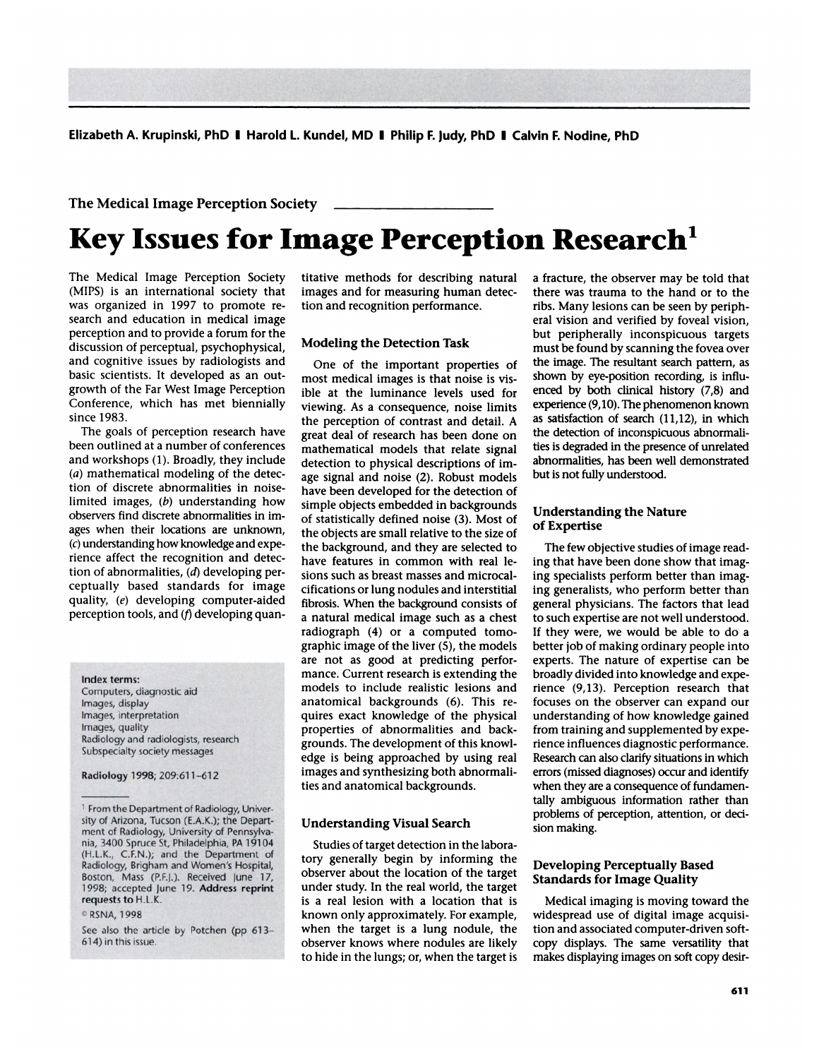Elizabeth A. Krupinski, PhD | Harold L. Kundel, MD | Philip F. Judy, PhD | Calvin F. Nodine, PhD

The Medical Image Perception Society

# Key Issues for Image Perception Research[1]

The Medical Image Perception Society (MIPS) is an international society that was organized in 1997 to promote research and education in medical image perception and to provide a forum for the discussion of perceptual, psychophysical, and cognitive issues by radiologists and basic scientists. It developed as an outgrowth of the Far West Image Perception Conference, which has met biennially since 1983.

The goals of perception research have been outlined at a number of conferences and workshops (1). Broadly, they include (*a*) mathematical modeling of the detection of discrete abnormalities in noise-limited images, (*b*) understanding how observers find discrete abnormalities in images when their locations are unknown, (*c*) understanding how knowledge and experience affect the recognition and detection of abnormalities, (*d*) developing perceptually based standards for image quality, (*e*) developing computer-aided perception tools, and (*f*) developing quantitative methods for describing natural images and for measuring human detection and recognition performance.

**Index terms:**
Computers, diagnostic aid
Images, display
Images, interpretation
Images, quality
Radiology and radiologists, research
Subspecialty society messages

**Radiology 1998; 209:611–612**

[1] From the Department of Radiology, University of Arizona, Tucson (E.A.K.); the Department of Radiology, University of Pennsylvania, 3400 Spruce St, Philadelphia, PA 19104 (H.L.K., C.F.N.); and the Department of Radiology, Brigham and Women's Hospital, Boston, Mass (P.F.J.). Received June 17, 1998; accepted June 19. **Address reprint requests to** H.L.K.

© RSNA, 1998

See also the article by Potchen (pp 613–614) in this issue.

## Modeling the Detection Task

One of the important properties of most medical images is that noise is visible at the luminance levels used for viewing. As a consequence, noise limits the perception of contrast and detail. A great deal of research has been done on mathematical models that relate signal detection to physical descriptions of image signal and noise (2). Robust models have been developed for the detection of simple objects embedded in backgrounds of statistically defined noise (3). Most of the objects are small relative to the size of the background, and they are selected to have features in common with real lesions such as breast masses and microcalcifications or lung nodules and interstitial fibrosis. When the background consists of a natural medical image such as a chest radiograph (4) or a computed tomographic image of the liver (5), the models are not as good at predicting performance. Current research is extending the models to include realistic lesions and anatomical backgrounds (6). This requires exact knowledge of the physical properties of abnormalities and backgrounds. The development of this knowledge is being approached by using real images and synthesizing both abnormalities and anatomical backgrounds.

## Understanding Visual Search

Studies of target detection in the laboratory generally begin by informing the observer about the location of the target under study. In the real world, the target is a real lesion with a location that is known only approximately. For example, when the target is a lung nodule, the observer knows where nodules are likely to hide in the lungs; or, when the target is a fracture, the observer may be told that there was trauma to the hand or to the ribs. Many lesions can be seen by peripheral vision and verified by foveal vision, but peripherally inconspicuous targets must be found by scanning the fovea over the image. The resultant search pattern, as shown by eye-position recording, is influenced by both clinical history (7,8) and experience (9,10). The phenomenon known as satisfaction of search (11,12), in which the detection of inconspicuous abnormalities is degraded in the presence of unrelated abnormalities, has been well demonstrated but is not fully understood.

## Understanding the Nature of Expertise

The few objective studies of image reading that have been done show that imaging specialists perform better than imaging generalists, who perform better than general physicians. The factors that lead to such expertise are not well understood. If they were, we would be able to do a better job of making ordinary people into experts. The nature of expertise can be broadly divided into knowledge and experience (9,13). Perception research that focuses on the observer can expand our understanding of how knowledge gained from training and supplemented by experience influences diagnostic performance. Research can also clarify situations in which errors (missed diagnoses) occur and identify when they are a consequence of fundamentally ambiguous information rather than problems of perception, attention, or decision making.

## Developing Perceptually Based Standards for Image Quality

Medical imaging is moving toward the widespread use of digital image acquisition and associated computer-driven soft-copy displays. The same versatility that makes displaying images on soft copy desir-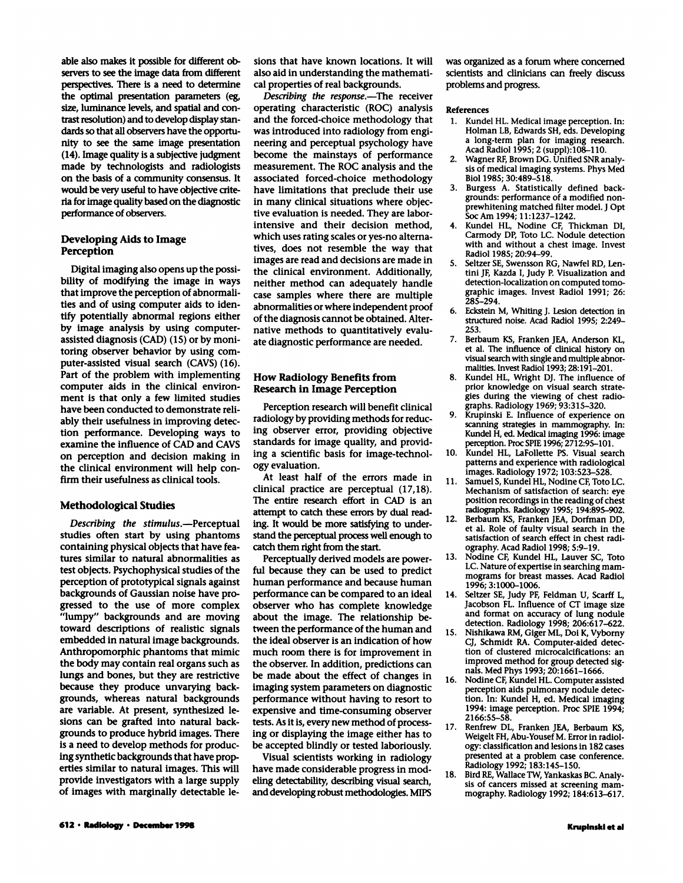able also makes it possible for different observers to see the image data from different perspectives. There is a need to determine the optimal presentation parameters (eg, size, luminance levels, and spatial and contrast resolution) and to develop display standards so that all observers have the opportunity to see the same image presentation (14). Image quality is a subjective judgment made by technologists and radiologists on the basis of a community consensus. It would be very useful to have objective criteria for image quality based on the diagnostic performance of observers.

## Developing Aids to Image Perception

Digital imaging also opens up the possibility of modifying the image in ways that improve the perception of abnormalities and of using computer aids to identify potentially abnormal regions either by image analysis by using computer-assisted diagnosis (CAD) (15) or by monitoring observer behavior by using computer-assisted visual search (CAVS) (16). Part of the problem with implementing computer aids in the clinical environment is that only a few limited studies have been conducted to demonstrate reliably their usefulness in improving detection performance. Developing ways to examine the influence of CAD and CAVS on perception and decision making in the clinical environment will help confirm their usefulness as clinical tools.

## Methodological Studies

*Describing the stimulus.*—Perceptual studies often start by using phantoms containing physical objects that have features similar to natural abnormalities as test objects. Psychophysical studies of the perception of prototypical signals against backgrounds of Gaussian noise have progressed to the use of more complex "lumpy" backgrounds and are moving toward descriptions of realistic signals embedded in natural image backgrounds. Anthropomorphic phantoms that mimic the body may contain real organs such as lungs and bones, but they are restrictive because they produce unvarying backgrounds, whereas natural backgrounds are variable. At present, synthesized lesions can be grafted into natural backgrounds to produce hybrid images. There is a need to develop methods for producing synthetic backgrounds that have properties similar to natural images. This will provide investigators with a large supply of images with marginally detectable lesions that have known locations. It will also aid in understanding the mathematical properties of real backgrounds.

*Describing the response.*—The receiver operating characteristic (ROC) analysis and the forced-choice methodology that was introduced into radiology from engineering and perceptual psychology have become the mainstays of performance measurement. The ROC analysis and the associated forced-choice methodology have limitations that preclude their use in many clinical situations where objective evaluation is needed. They are labor-intensive and their decision method, which uses rating scales or yes-no alternatives, does not resemble the way that images are read and decisions are made in the clinical environment. Additionally, neither method can adequately handle case samples where there are multiple abnormalities or where independent proof of the diagnosis cannot be obtained. Alternative methods to quantitatively evaluate diagnostic performance are needed.

## How Radiology Benefits from Research in Image Perception

Perception research will benefit clinical radiology by providing methods for reducing observer error, providing objective standards for image quality, and providing a scientific basis for image-technology evaluation.

At least half of the errors made in clinical practice are perceptual (17,18). The entire research effort in CAD is an attempt to catch these errors by dual reading. It would be more satisfying to understand the perceptual process well enough to catch them right from the start.

Perceptually derived models are powerful because they can be used to predict human performance and because human performance can be compared to an ideal observer who has complete knowledge about the image. The relationship between the performance of the human and the ideal observer is an indication of how much room there is for improvement in the observer. In addition, predictions can be made about the effect of changes in imaging system parameters on diagnostic performance without having to resort to expensive and time-consuming observer tests. As it is, every new method of processing or displaying the image either has to be accepted blindly or tested laboriously.

Visual scientists working in radiology have made considerable progress in modeling detectability, describing visual search, and developing robust methodologies. MIPS was organized as a forum where concerned scientists and clinicians can freely discuss problems and progress.

### References

1. Kundel HL. Medical image perception. In: Holman LB, Edwards SH, eds. Developing a long-term plan for imaging research. Acad Radiol 1995; 2 (suppl):108–110.
2. Wagner RF, Brown DG. Unified SNR analysis of medical imaging systems. Phys Med Biol 1985; 30:489–518.
3. Burgess A. Statistically defined backgrounds: performance of a modified nonprewhitening matched filter model. J Opt Soc Am 1994; 11:1237–1242.
4. Kundel HL, Nodine CF, Thickman DI, Carmody DP, Toto LC. Nodule detection with and without a chest image. Invest Radiol 1985; 20:94–99.
5. Seltzer SE, Swensson RG, Nawfel RD, Lentini JF, Kazda I, Judy P. Visualization and detection-localization on computed tomographic images. Invest Radiol 1991; 26:285–294.
6. Eckstein M, Whiting J. Lesion detection in structured noise. Acad Radiol 1995; 2:249–253.
7. Berbaum KS, Franken JEA, Anderson KL, et al. The influence of clinical history on visual search with single and multiple abnormalities. Invest Radiol 1993; 28:191–201.
8. Kundel HL, Wright DJ. The influence of prior knowledge on visual search strategies during the viewing of chest radiographs. Radiology 1969; 93:315–320.
9. Krupinski E. Influence of experience on scanning strategies in mammography. In: Kundel H, ed. Medical imaging 1996: image perception. Proc SPIE 1996; 2712:95–101.
10. Kundel HL, LaFollette PS. Visual search patterns and experience with radiological images. Radiology 1972; 103:523–528.
11. Samuel S, Kundel HL, Nodine CF, Toto LC. Mechanism of satisfaction of search: eye position recordings in the reading of chest radiographs. Radiology 1995; 194:895–902.
12. Berbaum KS, Franken JEA, Dorfman DD, et al. Role of faulty visual search in the satisfaction of search effect in chest radiography. Acad Radiol 1998; 5:9–19.
13. Nodine CF, Kundel HL, Lauver SC, Toto LC. Nature of expertise in searching mammograms for breast masses. Acad Radiol 1996; 3:1000–1006.
14. Seltzer SE, Judy PF, Feldman U, Scarff L, Jacobson FL. Influence of CT image size and format on accuracy of lung nodule detection. Radiology 1998; 206:617–622.
15. Nishikawa RM, Giger ML, Doi K, Vyborny CJ, Schmidt RA. Computer-aided detection of clustered microcalcifications: an improved method for group detected signals. Med Phys 1993; 20:1661–1666.
16. Nodine CF, Kundel HL. Computer assisted perception aids pulmonary nodule detection. In: Kundel H, ed. Medical imaging 1994: image perception. Proc SPIE 1994; 2166:55–58.
17. Renfrew DL, Franken JEA, Berbaum KS, Weigelt FH, Abu-Yousef M. Error in radiology: classification and lesions in 182 cases presented at a problem case conference. Radiology 1992; 183:145–150.
18. Bird RE, Wallace TW, Yankaskas BC. Analysis of cancers missed at screening mammography. Radiology 1992; 184:613–617.